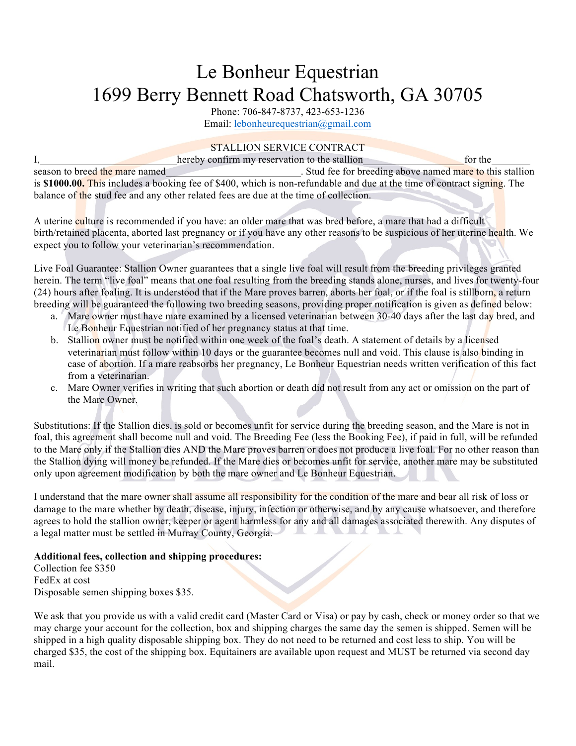# Le Bonheur Equestrian
# 1699 Berry Bennett Road Chatsworth, GA 30705

Phone: 706-847-8737, 423-653-1236
Email: lebonheurequestrian@gmail.com

STALLION SERVICE CONTRACT

I,\_\_\_\_\_\_\_\_\_\_\_\_\_\_\_\_\_\_\_\_\_\_\_\_\_\_hereby confirm my reservation to the stallion\_\_\_\_\_\_\_\_\_\_\_\_\_\_\_\_\_\_\_\_for the\_\_\_\_\_\_\_ season to breed the mare named\_\_\_\_\_\_\_\_\_\_\_\_\_\_\_\_\_\_\_\_\_\_\_\_\_\_. Stud fee for breeding above named mare to this stallion is **$1000.00.** This includes a booking fee of $400, which is non-refundable and due at the time of contract signing. The balance of the stud fee and any other related fees are due at the time of collection.

A uterine culture is recommended if you have: an older mare that was bred before, a mare that had a difficult birth/retained placenta, aborted last pregnancy or if you have any other reasons to be suspicious of her uterine health. We expect you to follow your veterinarian's recommendation.

Live Foal Guarantee: Stallion Owner guarantees that a single live foal will result from the breeding privileges granted herein. The term "live foal" means that one foal resulting from the breeding stands alone, nurses, and lives for twenty-four (24) hours after foaling. It is understood that if the Mare proves barren, aborts her foal, or if the foal is stillborn, a return breeding will be guaranteed the following two breeding seasons, providing proper notification is given as defined below:

a. Mare owner must have mare examined by a licensed veterinarian between 30-40 days after the last day bred, and Le Bonheur Equestrian notified of her pregnancy status at that time.
b. Stallion owner must be notified within one week of the foal's death. A statement of details by a licensed veterinarian must follow within 10 days or the guarantee becomes null and void. This clause is also binding in case of abortion. If a mare reabsorbs her pregnancy, Le Bonheur Equestrian needs written verification of this fact from a veterinarian.
c. Mare Owner verifies in writing that such abortion or death did not result from any act or omission on the part of the Mare Owner.

Substitutions: If the Stallion dies, is sold or becomes unfit for service during the breeding season, and the Mare is not in foal, this agreement shall become null and void. The Breeding Fee (less the Booking Fee), if paid in full, will be refunded to the Mare only if the Stallion dies AND the Mare proves barren or does not produce a live foal. For no other reason than the Stallion dying will money be refunded. If the Mare dies or becomes unfit for service, another mare may be substituted only upon agreement modification by both the mare owner and Le Bonheur Equestrian.

I understand that the mare owner shall assume all responsibility for the condition of the mare and bear all risk of loss or damage to the mare whether by death, disease, injury, infection or otherwise, and by any cause whatsoever, and therefore agrees to hold the stallion owner, keeper or agent harmless for any and all damages associated therewith. Any disputes of a legal matter must be settled in Murray County, Georgia.

**Additional fees, collection and shipping procedures:**

Collection fee $350
FedEx at cost
Disposable semen shipping boxes $35.

We ask that you provide us with a valid credit card (Master Card or Visa) or pay by cash, check or money order so that we may charge your account for the collection, box and shipping charges the same day the semen is shipped. Semen will be shipped in a high quality disposable shipping box. They do not need to be returned and cost less to ship. You will be charged $35, the cost of the shipping box. Equitainers are available upon request and MUST be returned via second day mail.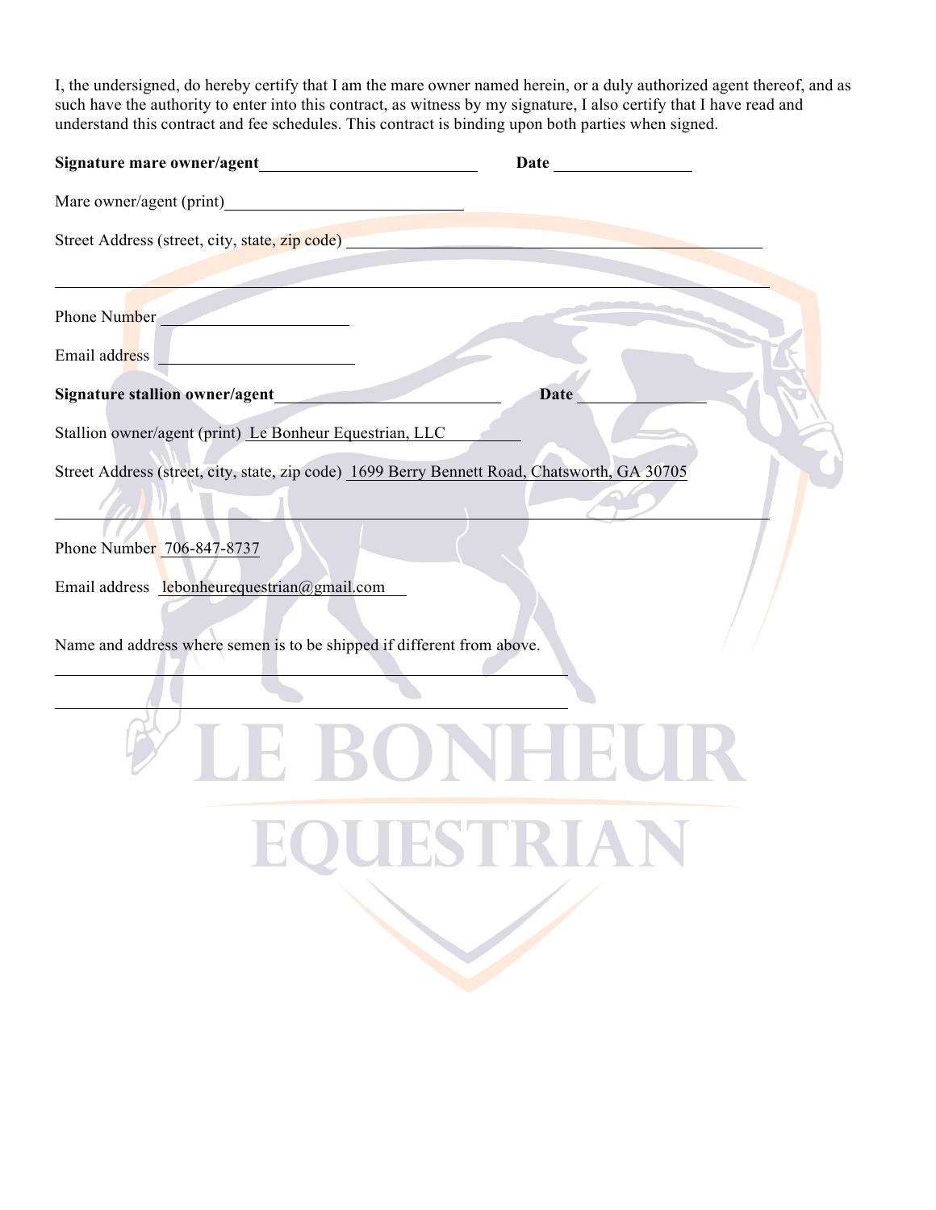I, the undersigned, do hereby certify that I am the mare owner named herein, or a duly authorized agent thereof, and as such have the authority to enter into this contract, as witness by my signature, I also certify that I have read and understand this contract and fee schedules. This contract is binding upon both parties when signed.

**Signature mare owner/agent**___________________________ **Date** _________________

Mare owner/agent (print)______________________________

Street Address (street, city, state, zip code) ______________________________________________________

_____________________________________________________________________________________________

Phone Number ________________________

Email address ________________________

**Signature stallion owner/agent**___________________________ **Date** ________________

Stallion owner/agent (print) Le Bonheur Equestrian, LLC

Street Address (street, city, state, zip code) 1699 Berry Bennett Road, Chatsworth, GA 30705

_____________________________________________________________________________________________

Phone Number 706-847-8737

Email address lebonheurequestrian@gmail.com

Name and address where semen is to be shipped if different from above.

_________________________________________________________________

_________________________________________________________________

LE BONHEUR

EQUESTRIAN